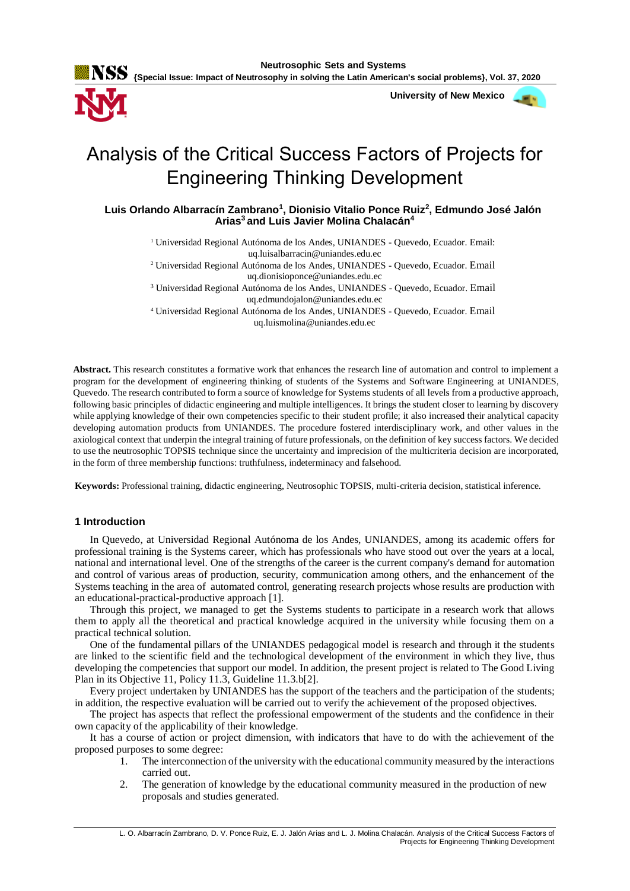# Analysis of the Critical Success Factors of Projects for Engineering Thinking Development

**Luis Orlando Albarracín Zambrano[1], Dionisio Vitalio Ponce Ruiz[2], Edmundo José Jalón Arias[3] and Luis Javier Molina Chalacán[4]**

[1] Universidad Regional Autónoma de los Andes, UNIANDES - Quevedo, Ecuador. Email: uq.luisalbarracin@uniandes.edu.ec

[2] Universidad Regional Autónoma de los Andes, UNIANDES - Quevedo, Ecuador. Email uq.dionisioponce@uniandes.edu.ec

[3] Universidad Regional Autónoma de los Andes, UNIANDES - Quevedo, Ecuador. Email uq.edmundojalon@uniandes.edu.ec

[4] Universidad Regional Autónoma de los Andes, UNIANDES - Quevedo, Ecuador. Email uq.luismolina@uniandes.edu.ec

**Abstract.** This research constitutes a formative work that enhances the research line of automation and control to implement a program for the development of engineering thinking of students of the Systems and Software Engineering at UNIANDES, Quevedo. The research contributed to form a source of knowledge for Systems students of all levels from a productive approach, following basic principles of didactic engineering and multiple intelligences. It brings the student closer to learning by discovery while applying knowledge of their own competencies specific to their student profile; it also increased their analytical capacity developing automation products from UNIANDES. The procedure fostered interdisciplinary work, and other values in the axiological context that underpin the integral training of future professionals, on the definition of key success factors. We decided to use the neutrosophic TOPSIS technique since the uncertainty and imprecision of the multicriteria decision are incorporated, in the form of three membership functions: truthfulness, indeterminacy and falsehood.

**Keywords:** Professional training, didactic engineering, Neutrosophic TOPSIS, multi-criteria decision, statistical inference.

## 1 Introduction

In Quevedo, at Universidad Regional Autónoma de los Andes, UNIANDES, among its academic offers for professional training is the Systems career, which has professionals who have stood out over the years at a local, national and international level. One of the strengths of the career is the current company's demand for automation and control of various areas of production, security, communication among others, and the enhancement of the Systems teaching in the area of automated control, generating research projects whose results are production with an educational-practical-productive approach [1].

Through this project, we managed to get the Systems students to participate in a research work that allows them to apply all the theoretical and practical knowledge acquired in the university while focusing them on a practical technical solution.

One of the fundamental pillars of the UNIANDES pedagogical model is research and through it the students are linked to the scientific field and the technological development of the environment in which they live, thus developing the competencies that support our model. In addition, the present project is related to The Good Living Plan in its Objective 11, Policy 11.3, Guideline 11.3.b[2].

Every project undertaken by UNIANDES has the support of the teachers and the participation of the students; in addition, the respective evaluation will be carried out to verify the achievement of the proposed objectives.

The project has aspects that reflect the professional empowerment of the students and the confidence in their own capacity of the applicability of their knowledge.

It has a course of action or project dimension, with indicators that have to do with the achievement of the proposed purposes to some degree:

1. The interconnection of the university with the educational community measured by the interactions carried out.
2. The generation of knowledge by the educational community measured in the production of new proposals and studies generated.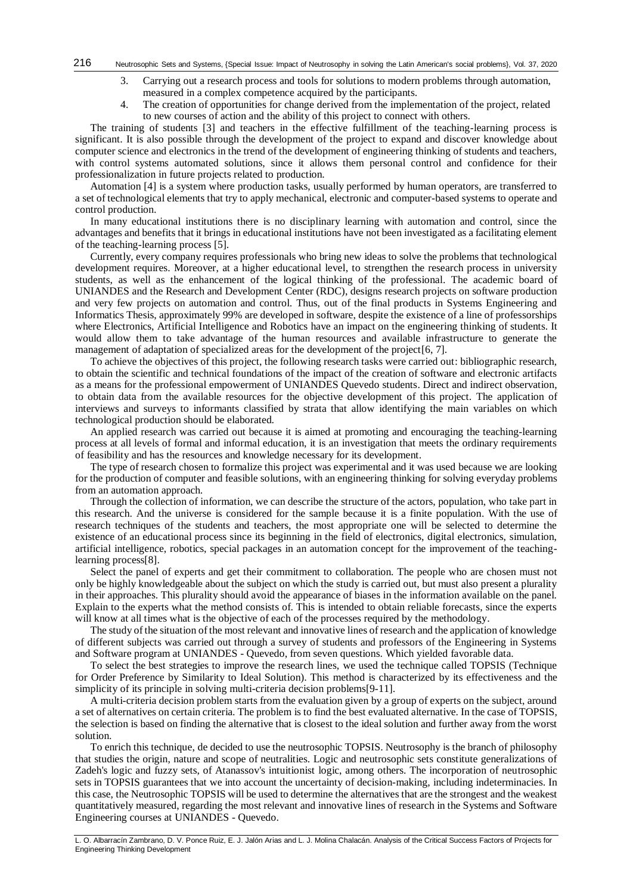3. Carrying out a research process and tools for solutions to modern problems through automation, measured in a complex competence acquired by the participants.
4. The creation of opportunities for change derived from the implementation of the project, related to new courses of action and the ability of this project to connect with others.

The training of students [3] and teachers in the effective fulfillment of the teaching-learning process is significant. It is also possible through the development of the project to expand and discover knowledge about computer science and electronics in the trend of the development of engineering thinking of students and teachers, with control systems automated solutions, since it allows them personal control and confidence for their professionalization in future projects related to production.

Automation [4] is a system where production tasks, usually performed by human operators, are transferred to a set of technological elements that try to apply mechanical, electronic and computer-based systems to operate and control production.

In many educational institutions there is no disciplinary learning with automation and control, since the advantages and benefits that it brings in educational institutions have not been investigated as a facilitating element of the teaching-learning process [5].

Currently, every company requires professionals who bring new ideas to solve the problems that technological development requires. Moreover, at a higher educational level, to strengthen the research process in university students, as well as the enhancement of the logical thinking of the professional. The academic board of UNIANDES and the Research and Development Center (RDC), designs research projects on software production and very few projects on automation and control. Thus, out of the final products in Systems Engineering and Informatics Thesis, approximately 99% are developed in software, despite the existence of a line of professorships where Electronics, Artificial Intelligence and Robotics have an impact on the engineering thinking of students. It would allow them to take advantage of the human resources and available infrastructure to generate the management of adaptation of specialized areas for the development of the project[6, 7].

To achieve the objectives of this project, the following research tasks were carried out: bibliographic research, to obtain the scientific and technical foundations of the impact of the creation of software and electronic artifacts as a means for the professional empowerment of UNIANDES Quevedo students. Direct and indirect observation, to obtain data from the available resources for the objective development of this project. The application of interviews and surveys to informants classified by strata that allow identifying the main variables on which technological production should be elaborated.

An applied research was carried out because it is aimed at promoting and encouraging the teaching-learning process at all levels of formal and informal education, it is an investigation that meets the ordinary requirements of feasibility and has the resources and knowledge necessary for its development.

The type of research chosen to formalize this project was experimental and it was used because we are looking for the production of computer and feasible solutions, with an engineering thinking for solving everyday problems from an automation approach.

Through the collection of information, we can describe the structure of the actors, population, who take part in this research. And the universe is considered for the sample because it is a finite population. With the use of research techniques of the students and teachers, the most appropriate one will be selected to determine the existence of an educational process since its beginning in the field of electronics, digital electronics, simulation, artificial intelligence, robotics, special packages in an automation concept for the improvement of the teaching-learning process[8].

Select the panel of experts and get their commitment to collaboration. The people who are chosen must not only be highly knowledgeable about the subject on which the study is carried out, but must also present a plurality in their approaches. This plurality should avoid the appearance of biases in the information available on the panel. Explain to the experts what the method consists of. This is intended to obtain reliable forecasts, since the experts will know at all times what is the objective of each of the processes required by the methodology.

The study of the situation of the most relevant and innovative lines of research and the application of knowledge of different subjects was carried out through a survey of students and professors of the Engineering in Systems and Software program at UNIANDES - Quevedo, from seven questions. Which yielded favorable data.

To select the best strategies to improve the research lines, we used the technique called TOPSIS (Technique for Order Preference by Similarity to Ideal Solution). This method is characterized by its effectiveness and the simplicity of its principle in solving multi-criteria decision problems[9-11].

A multi-criteria decision problem starts from the evaluation given by a group of experts on the subject, around a set of alternatives on certain criteria. The problem is to find the best evaluated alternative. In the case of TOPSIS, the selection is based on finding the alternative that is closest to the ideal solution and further away from the worst solution.

To enrich this technique, de decided to use the neutrosophic TOPSIS. Neutrosophy is the branch of philosophy that studies the origin, nature and scope of neutralities. Logic and neutrosophic sets constitute generalizations of Zadeh's logic and fuzzy sets, of Atanassov's intuitionist logic, among others. The incorporation of neutrosophic sets in TOPSIS guarantees that we into account the uncertainty of decision-making, including indeterminacies. In this case, the Neutrosophic TOPSIS will be used to determine the alternatives that are the strongest and the weakest quantitatively measured, regarding the most relevant and innovative lines of research in the Systems and Software Engineering courses at UNIANDES - Quevedo.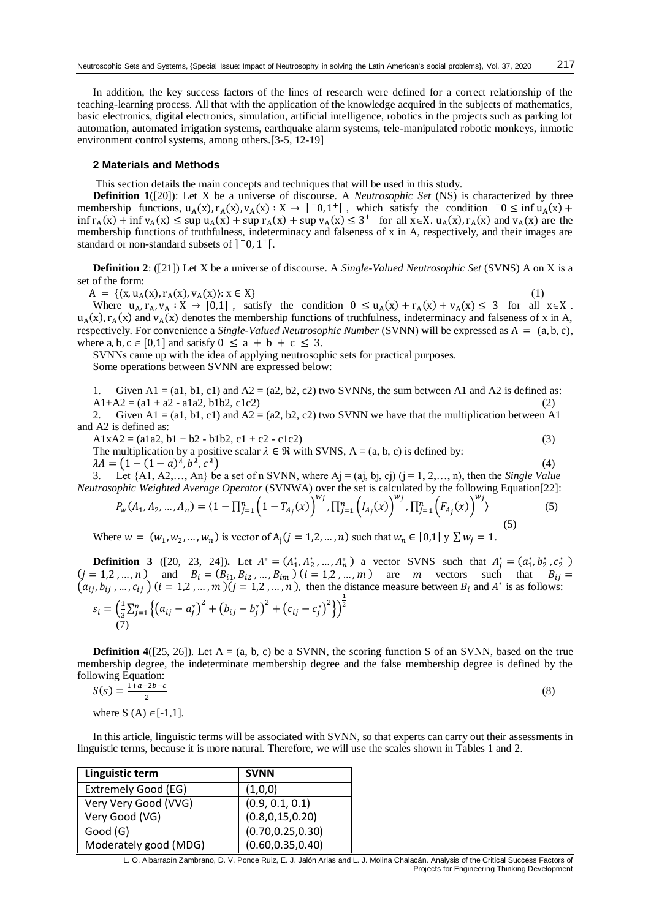In addition, the key success factors of the lines of research were defined for a correct relationship of the teaching-learning process. All that with the application of the knowledge acquired in the subjects of mathematics, basic electronics, digital electronics, simulation, artificial intelligence, robotics in the projects such as parking lot automation, automated irrigation systems, earthquake alarm systems, tele-manipulated robotic monkeys, inmotic environment control systems, among others.[3-5, 12-19]

## 2 Materials and Methods

This section details the main concepts and techniques that will be used in this study.

**Definition 1**([20]): Let X be a universe of discourse. A *Neutrosophic Set* (NS) is characterized by three membership functions, $u_A(x), r_A(x), v_A(x) : X \rightarrow ]^-0, 1^+[$, which satisfy the condition $^-0 \leq \inf u_A(x) + \inf r_A(x) + \inf v_A(x) \leq \sup u_A(x) + \sup r_A(x) + \sup v_A(x) \leq 3^+$ for all $x \in X$. $u_A(x), r_A(x)$ and $v_A(x)$ are the membership functions of truthfulness, indeterminacy and falseness of x in A, respectively, and their images are standard or non-standard subsets of $]^-0, 1^+[$.

**Definition 2**: ([21]) Let X be a universe of discourse. A *Single-Valued Neutrosophic Set* (SVNS) A on X is a set of the form:

$$A = \{(x, u_A(x), r_A(x), v_A(x)) : x \in X\} \tag{1}$$

Where $u_A, r_A, v_A : X \rightarrow [0,1]$, satisfy the condition $0 \leq u_A(x) + r_A(x) + v_A(x) \leq 3$ for all $x \in X$. $u_A(x), r_A(x)$ and $v_A(x)$ denotes the membership functions of truthfulness, indeterminacy and falseness of x in A, respectively. For convenience a *Single-Valued Neutrosophic Number* (SVNN) will be expressed as $A = (a, b, c)$, where $a, b, c \in [0,1]$ and satisfy $0 \leq a + b + c \leq 3$.

SVNNs came up with the idea of applying neutrosophic sets for practical purposes.

Some operations between SVNN are expressed below:

1. Given A1 = (a1, b1, c1) and A2 = (a2, b2, c2) two SVNNs, the sum between A1 and A2 is defined as:
   A1+A2 = (a1 + a2 - a1a2, b1b2, c1c2) (2)
2. Given A1 = (a1, b1, c1) and A2 = (a2, b2, c2) two SVNN we have that the multiplication between A1 and A2 is defined as:
   A1xA2 = (a1a2, b1 + b2 - b1b2, c1 + c2 - c1c2) (3)
   The multiplication by a positive scalar $\lambda \in \Re$ with SVNS, A = (a, b, c) is defined by:
   $$\lambda A = \left(1 - (1 - a)^{\lambda}, b^{\lambda}, c^{\lambda}\right) \tag{4}$$
3. Let {A1, A2,…, An} be a set of n SVNN, where Aj = (aj, bj, cj) (j = 1, 2,…, n), then the *Single Value Neutrosophic Weighted Average Operator* (SVNWA) over the set is calculated by the following Equation[22]:

$$P_w(A_1, A_2, \dots, A_n) = \langle 1 - \prod_{j=1}^{n}\left(1 - T_{A_j}(x)\right)^{w_j}, \prod_{j=1}^{n}\left(I_{A_j}(x)\right)^{w_j}, \prod_{j=1}^{n}\left(F_{A_j}(x)\right)^{w_j}\rangle \tag{5}$$

Where $w = (w_1, w_2, \dots, w_n)$ is vector of $A_j (j = 1,2, \dots, n)$ such that $w_n \in [0,1]$ y $\sum w_j = 1$.

**Definition 3** ([20, 23, 24]). Let $A^* = (A_1^*, A_2^*, \dots, A_n^*)$ a vector SVNS such that $A_j^* = (a_j^*, b_j^*, c_j^*)$ $(j = 1,2, \dots, n)$ and $B_i = (B_{i1}, B_{i2}, \dots, B_{im})$ $(i = 1,2, \dots, m)$ are $m$ vectors such that $B_{ij} = (a_{ij}, b_{ij}, \dots, c_{ij})$ $(i = 1,2, \dots, m)(j = 1,2, \dots, n)$, then the distance measure between $B_i$ and $A^*$ is as follows:

$$s_i = \left(\frac{1}{3}\sum_{j=1}^{n}\left\{\left(a_{ij} - a_j^*\right)^2 + \left(b_{ij} - b_j^*\right)^2 + \left(c_{ij} - c_j^*\right)^2\right\}\right)^{\frac{1}{2}} \tag{7}$$

**Definition 4**([25, 26]). Let A = (a, b, c) be a SVNN, the scoring function S of an SVNN, based on the true membership degree, the indeterminate membership degree and the false membership degree is defined by the following Equation:

$$S(s) = \frac{1 + a - 2b - c}{2} \tag{8}$$

where $S(A) \in [-1,1]$.

In this article, linguistic terms will be associated with SVNN, so that experts can carry out their assessments in linguistic terms, because it is more natural. Therefore, we will use the scales shown in Tables 1 and 2.

| Linguistic term | SVNN |
|---|---|
| Extremely Good (EG) | (1,0,0) |
| Very Very Good (VVG) | (0.9, 0.1, 0.1) |
| Very Good (VG) | (0.8,0,15,0.20) |
| Good (G) | (0.70,0.25,0.30) |
| Moderately good (MDG) | (0.60,0.35,0.40) |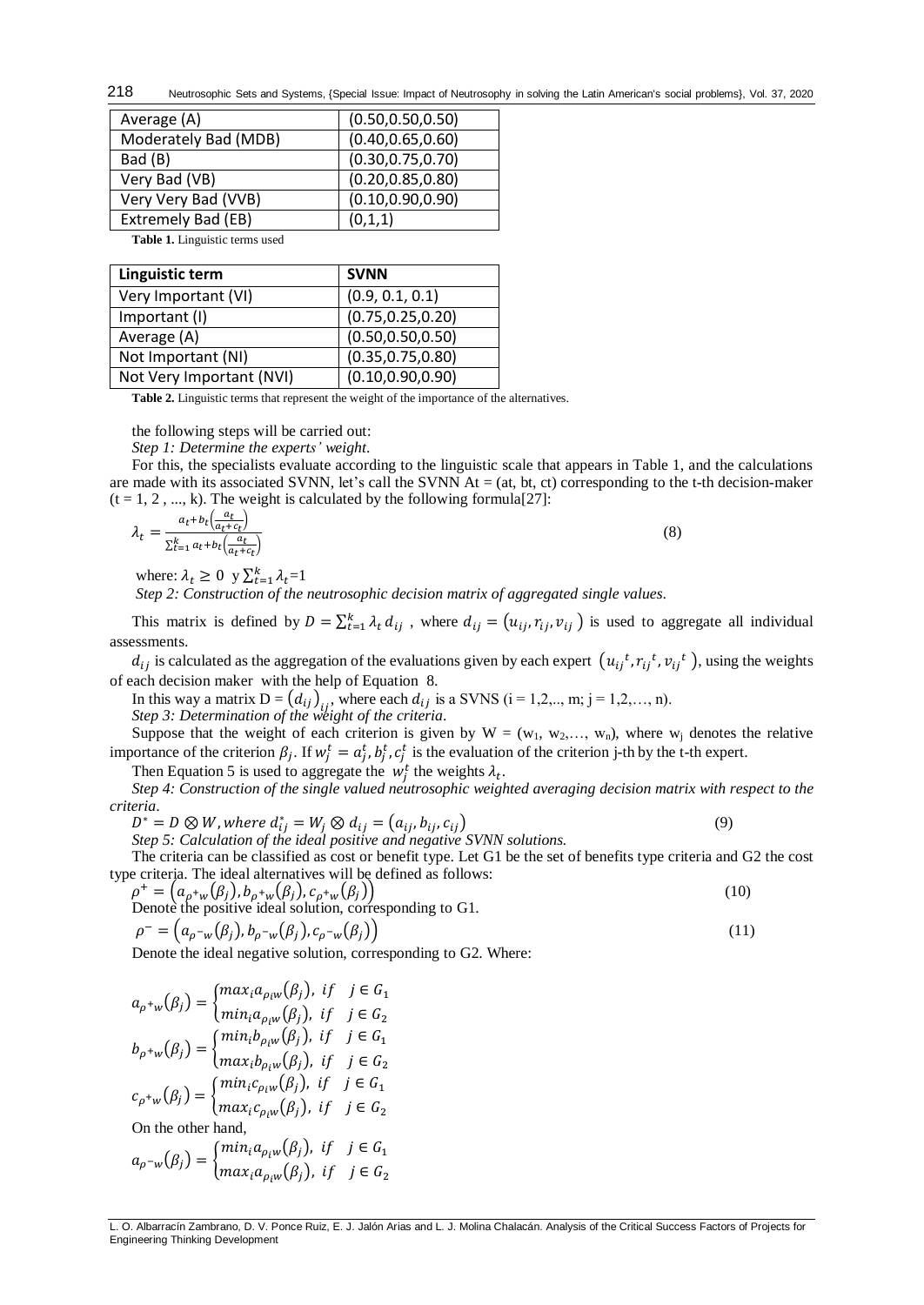| Average (A) | (0.50,0.50,0.50) |
|---|---|
| Moderately Bad (MDB) | (0.40,0.65,0.60) |
| Bad (B) | (0.30,0.75,0.70) |
| Very Bad (VB) | (0.20,0.85,0.80) |
| Very Very Bad (VVB) | (0.10,0.90,0.90) |
| Extremely Bad (EB) | (0,1,1) |

**Table 1.** Linguistic terms used

| Linguistic term | SVNN |
|---|---|
| Very Important (VI) | (0.9, 0.1, 0.1) |
| Important (I) | (0.75,0.25,0.20) |
| Average (A) | (0.50,0.50,0.50) |
| Not Important (NI) | (0.35,0.75,0.80) |
| Not Very Important (NVI) | (0.10,0.90,0.90) |

**Table 2.** Linguistic terms that represent the weight of the importance of the alternatives.

the following steps will be carried out:

*Step 1: Determine the experts' weight.*

For this, the specialists evaluate according to the linguistic scale that appears in Table 1, and the calculations are made with its associated SVNN, let's call the SVNN At = (at, bt, ct) corresponding to the t-th decision-maker (t = 1, 2 , ..., k). The weight is calculated by the following formula[27]:

$$\lambda_t = \frac{a_t + b_t\left(\frac{a_t}{a_t+c_t}\right)}{\sum_{t=1}^{k} a_t + b_t\left(\frac{a_t}{a_t+c_t}\right)} \tag{8}$$

where: $\lambda_t \geq 0$ y $\sum_{t=1}^{k}\lambda_t = 1$

*Step 2: Construction of the neutrosophic decision matrix of aggregated single values.*

This matrix is defined by $D = \sum_{t=1}^{k} \lambda_t d_{ij}$ , where $d_{ij} = (u_{ij}, r_{ij}, v_{ij})$ is used to aggregate all individual assessments.

$d_{ij}$ is calculated as the aggregation of the evaluations given by each expert $(u_{ij}{}^t, r_{ij}{}^t, v_{ij}{}^t)$, using the weights of each decision maker with the help of Equation 8.

In this way a matrix $D = (d_{ij})_{ij}$, where each $d_{ij}$ is a SVNS (i = 1,2,.., m; j = 1,2,…, n).

*Step 3: Determination of the weight of the criteria.*

Suppose that the weight of each criterion is given by W = (w1, w2,…, wn), where $w_j$ denotes the relative importance of the criterion $\beta_j$. If $w_j^t = a_j^t, b_j^t, c_j^t$ is the evaluation of the criterion j-th by the t-th expert.

Then Equation 5 is used to aggregate the $w_j^t$ the weights $\lambda_t$.

*Step 4: Construction of the single valued neutrosophic weighted averaging decision matrix with respect to the criteria.*

$$D^* = D \otimes W, \text{ where } d_{ij}^* = W_j \otimes d_{ij} = (a_{ij}, b_{ij}, c_{ij}) \tag{9}$$

*Step 5: Calculation of the ideal positive and negative SVNN solutions.*

The criteria can be classified as cost or benefit type. Let G1 be the set of benefits type criteria and G2 the cost type criteria. The ideal alternatives will be defined as follows:

$$\rho^+ = \left(a_{\rho^+w}(\beta_j), b_{\rho^+w}(\beta_j), c_{\rho^+w}(\beta_j)\right) \tag{10}$$

Denote the positive ideal solution, corresponding to G1.

$$\rho^- = \left(a_{\rho^-w}(\beta_j), b_{\rho^-w}(\beta_j), c_{\rho^-w}(\beta_j)\right) \tag{11}$$

Denote the ideal negative solution, corresponding to G2. Where:

$$a_{\rho^+w}(\beta_j) = \begin{cases} max_i a_{\rho_i w}(\beta_j), & if \quad j \in G_1 \\ min_i a_{\rho_i w}(\beta_j), & if \quad j \in G_2 \end{cases}$$

$$b_{\rho^+w}(\beta_j) = \begin{cases} min_i b_{\rho_i w}(\beta_j), & if \quad j \in G_1 \\ max_i b_{\rho_i w}(\beta_j), & if \quad j \in G_2 \end{cases}$$

$$c_{\rho^+w}(\beta_j) = \begin{cases} min_i c_{\rho_i w}(\beta_j), & if \quad j \in G_1 \\ max_i c_{\rho_i w}(\beta_j), & if \quad j \in G_2 \end{cases}$$

On the other hand,

$$a_{\rho^-w}(\beta_j) = \begin{cases} min_i a_{\rho_i w}(\beta_j), & if \quad j \in G_1 \\ max_i a_{\rho_i w}(\beta_j), & if \quad j \in G_2 \end{cases}$$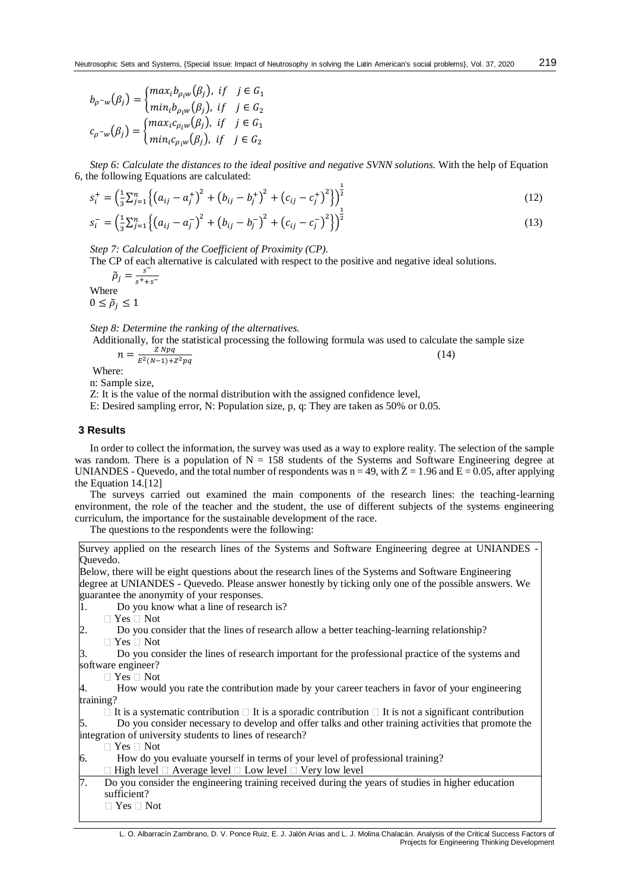$$b_{\rho^- w}(\beta_j) = \begin{cases} max_i b_{\rho_i w}(\beta_j), & if \quad j \in G_1 \\ min_i b_{\rho_i w}(\beta_j), & if \quad j \in G_2 \end{cases}$$

$$c_{\rho^- w}(\beta_j) = \begin{cases} max_i c_{\rho_i w}(\beta_j), & if \quad j \in G_1 \\ min_i c_{\rho_i w}(\beta_j), & if \quad j \in G_2 \end{cases}$$

*Step 6: Calculate the distances to the ideal positive and negative SVNN solutions.* With the help of Equation 6, the following Equations are calculated:

$$s_i^+ = \left(\frac{1}{3}\sum_{j=1}^{n}\left\{\left(a_{ij} - a_j^+\right)^2 + \left(b_{ij} - b_j^+\right)^2 + \left(c_{ij} - c_j^+\right)^2\right\}\right)^{\frac{1}{2}} \tag{12}$$

$$s_i^- = \left(\frac{1}{3}\sum_{j=1}^{n}\left\{\left(a_{ij} - a_j^-\right)^2 + \left(b_{ij} - b_j^-\right)^2 + \left(c_{ij} - c_j^-\right)^2\right\}\right)^{\frac{1}{2}} \tag{13}$$

*Step 7: Calculation of the Coefficient of Proximity (CP).*

The CP of each alternative is calculated with respect to the positive and negative ideal solutions.

$$\tilde{\rho}_j = \frac{s^-}{s^+ + s^-}$$

Where

$0 \leq \tilde{\rho}_j \leq 1$

*Step 8: Determine the ranking of the alternatives.*

Additionally, for the statistical processing the following formula was used to calculate the sample size

$$n = \frac{Z\,Npq}{E^2(N-1) + Z^2pq} \tag{14}$$

Where:

n: Sample size,

Z: It is the value of the normal distribution with the assigned confidence level,

E: Desired sampling error, N: Population size, p, q: They are taken as 50% or 0.05.

## 3 Results

In order to collect the information, the survey was used as a way to explore reality. The selection of the sample was random. There is a population of $N = 158$ students of the Systems and Software Engineering degree at UNIANDES - Quevedo, and the total number of respondents was $n = 49$, with $Z = 1.96$ and $E = 0.05$, after applying the Equation 14.[12]

The surveys carried out examined the main components of the research lines: the teaching-learning environment, the role of the teacher and the student, the use of different subjects of the systems engineering curriculum, the importance for the sustainable development of the race.

The questions to the respondents were the following:

Survey applied on the research lines of the Systems and Software Engineering degree at UNIANDES - Quevedo.

Below, there will be eight questions about the research lines of the Systems and Software Engineering degree at UNIANDES - Quevedo. Please answer honestly by ticking only one of the possible answers. We guarantee the anonymity of your responses.

1. Do you know what a line of research is?
   ☐ Yes ☐ Not
2. Do you consider that the lines of research allow a better teaching-learning relationship?
   ☐ Yes ☐ Not
3. Do you consider the lines of research important for the professional practice of the systems and software engineer?
   ☐ Yes ☐ Not
4. How would you rate the contribution made by your career teachers in favor of your engineering training?
   ☐ It is a systematic contribution ☐ It is a sporadic contribution ☐ It is not a significant contribution
5. Do you consider necessary to develop and offer talks and other training activities that promote the integration of university students to lines of research?
   ☐ Yes ☐ Not
6. How do you evaluate yourself in terms of your level of professional training?
   ☐ High level ☐ Average level ☐ Low level ☐ Very low level
7. Do you consider the engineering training received during the years of studies in higher education sufficient?
   ☐ Yes ☐ Not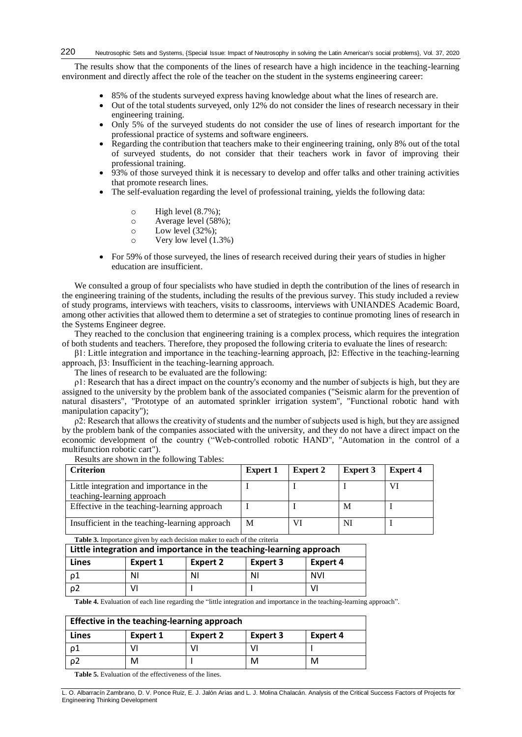The results show that the components of the lines of research have a high incidence in the teaching-learning environment and directly affect the role of the teacher on the student in the systems engineering career:

- 85% of the students surveyed express having knowledge about what the lines of research are.
- Out of the total students surveyed, only 12% do not consider the lines of research necessary in their engineering training.
- Only 5% of the surveyed students do not consider the use of lines of research important for the professional practice of systems and software engineers.
- Regarding the contribution that teachers make to their engineering training, only 8% out of the total of surveyed students, do not consider that their teachers work in favor of improving their professional training.
- 93% of those surveyed think it is necessary to develop and offer talks and other training activities that promote research lines.
- The self-evaluation regarding the level of professional training, yields the following data:
    - High level (8.7%);
    - Average level (58%);
    - Low level (32%);
    - Very low level (1.3%)
- For 59% of those surveyed, the lines of research received during their years of studies in higher education are insufficient.

We consulted a group of four specialists who have studied in depth the contribution of the lines of research in the engineering training of the students, including the results of the previous survey. This study included a review of study programs, interviews with teachers, visits to classrooms, interviews with UNIANDES Academic Board, among other activities that allowed them to determine a set of strategies to continue promoting lines of research in the Systems Engineer degree.

They reached to the conclusion that engineering training is a complex process, which requires the integration of both students and teachers. Therefore, they proposed the following criteria to evaluate the lines of research:

$\beta_1$: Little integration and importance in the teaching-learning approach, $\beta_2$: Effective in the teaching-learning approach, $\beta_3$: Insufficient in the teaching-learning approach.

The lines of research to be evaluated are the following:

$\rho_1$: Research that has a direct impact on the country's economy and the number of subjects is high, but they are assigned to the university by the problem bank of the associated companies ("Seismic alarm for the prevention of natural disasters", "Prototype of an automated sprinkler irrigation system", "Functional robotic hand with manipulation capacity");

$\rho_2$: Research that allows the creativity of students and the number of subjects used is high, but they are assigned by the problem bank of the companies associated with the university, and they do not have a direct impact on the economic development of the country ("Web-controlled robotic HAND", "Automation in the control of a multifunction robotic cart").

Results are shown in the following Tables:

| Criterion | Expert 1 | Expert 2 | Expert 3 | Expert 4 |
|---|---|---|---|---|
| Little integration and importance in the teaching-learning approach | I | I | I | VI |
| Effective in the teaching-learning approach | I | I | M | I |
| Insufficient in the teaching-learning approach | M | VI | NI | I |

**Table 3.** Importance given by each decision maker to each of the criteria

| Little integration and importance in the teaching-learning approach | | | | |
|---|---|---|---|---|
| **Lines** | **Expert 1** | **Expert 2** | **Expert 3** | **Expert 4** |
| $\rho_1$ | NI | NI | NI | NVI |
| $\rho_2$ | VI | I | I | VI |

**Table 4.** Evaluation of each line regarding the "little integration and importance in the teaching-learning approach".

| Effective in the teaching-learning approach | | | | |
|---|---|---|---|---|
| **Lines** | **Expert 1** | **Expert 2** | **Expert 3** | **Expert 4** |
| $\rho_1$ | VI | VI | VI | I |
| $\rho_2$ | M | I | M | M |

**Table 5.** Evaluation of the effectiveness of the lines.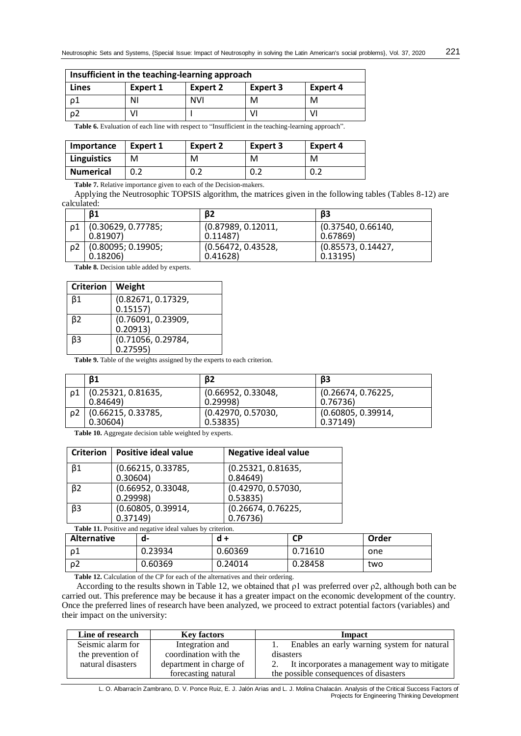| Insufficient in the teaching-learning approach | | | | |
|---|---|---|---|---|
| **Lines** | **Expert 1** | **Expert 2** | **Expert 3** | **Expert 4** |
| ρ1 | NI | NVI | M | M |
| ρ2 | VI | I | VI | VI |

**Table 6.** Evaluation of each line with respect to "Insufficient in the teaching-learning approach".

| Importance | Expert 1 | Expert 2 | Expert 3 | Expert 4 |
|---|---|---|---|---|
| **Linguistics** | M | M | M | M |
| **Numerical** | 0.2 | 0.2 | 0.2 | 0.2 |

**Table 7.** Relative importance given to each of the Decision-makers.

Applying the Neutrosophic TOPSIS algorithm, the matrices given in the following tables (Tables 8-12) are calculated:

| | β1 | β2 | β3 |
|---|---|---|---|
| ρ1 | (0.30629, 0.77785; 0.81907) | (0.87989, 0.12011, 0.11487) | (0.37540, 0.66140, 0.67869) |
| ρ2 | (0.80095; 0.19905; 0.18206) | (0.56472, 0.43528, 0.41628) | (0.85573, 0.14427, 0.13195) |

**Table 8.** Decision table added by experts.

| Criterion | Weight |
|---|---|
| β1 | (0.82671, 0.17329, 0.15157) |
| β2 | (0.76091, 0.23909, 0.20913) |
| β3 | (0.71056, 0.29784, 0.27595) |

**Table 9.** Table of the weights assigned by the experts to each criterion.

| | β1 | β2 | β3 |
|---|---|---|---|
| ρ1 | (0.25321, 0.81635, 0.84649) | (0.66952, 0.33048, 0.29998) | (0.26674, 0.76225, 0.76736) |
| ρ2 | (0.66215, 0.33785, 0.30604) | (0.42970, 0.57030, 0.53835) | (0.60805, 0.39914, 0.37149) |

**Table 10.** Aggregate decision table weighted by experts.

| Criterion | Positive ideal value | Negative ideal value |
|---|---|---|
| β1 | (0.66215, 0.33785, 0.30604) | (0.25321, 0.81635, 0.84649) |
| β2 | (0.66952, 0.33048, 0.29998) | (0.42970, 0.57030, 0.53835) |
| β3 | (0.60805, 0.39914, 0.37149) | (0.26674, 0.76225, 0.76736) |

**Table 11.** Positive and negative ideal values by criterion.

| Alternative | d- | d + | CP | Order |
|---|---|---|---|---|
| ρ1 | 0.23934 | 0.60369 | 0.71610 | one |
| ρ2 | 0.60369 | 0.24014 | 0.28458 | two |

**Table 12.** Calculation of the CP for each of the alternatives and their ordering.

According to the results shown in Table 12, we obtained that ρ1 was preferred over ρ2, although both can be carried out. This preference may be because it has a greater impact on the economic development of the country. Once the preferred lines of research have been analyzed, we proceed to extract potential factors (variables) and their impact on the university:

| Line of research | Key factors | Impact |
|---|---|---|
| Seismic alarm for the prevention of natural disasters | Integration and coordination with the department in charge of forecasting natural | 1. Enables an early warning system for natural disasters<br>2. It incorporates a management way to mitigate the possible consequences of disasters |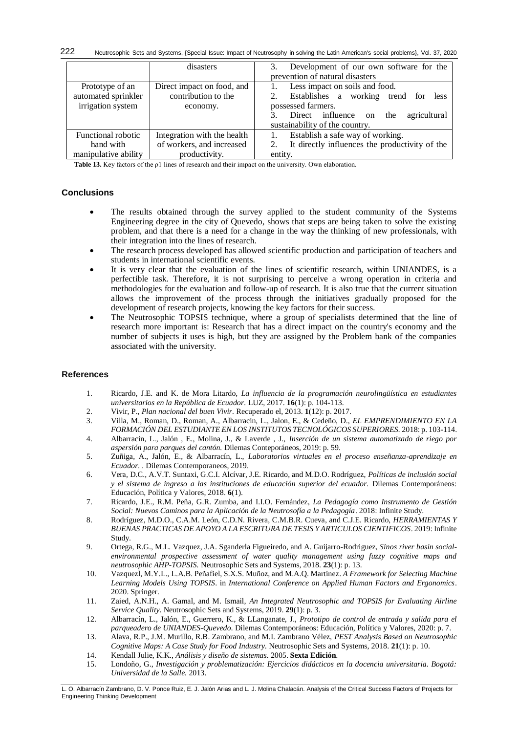| | disasters | 3. Development of our own software for the prevention of natural disasters |
|---|---|---|
| Prototype of an automated sprinkler irrigation system | Direct impact on food, and contribution to the economy. | 1. Less impact on soils and food.<br>2. Establishes a working trend for less possessed farmers.<br>3. Direct influence on the agricultural sustainability of the country. |
| Functional robotic hand with manipulative ability | Integration with the health of workers, and increased productivity. | 1. Establish a safe way of working.<br>2. It directly influences the productivity of the entity. |

**Table 13.** Key factors of the ρ1 lines of research and their impact on the university. Own elaboration.

## Conclusions

- The results obtained through the survey applied to the student community of the Systems Engineering degree in the city of Quevedo, shows that steps are being taken to solve the existing problem, and that there is a need for a change in the way the thinking of new professionals, with their integration into the lines of research.
- The research process developed has allowed scientific production and participation of teachers and students in international scientific events.
- It is very clear that the evaluation of the lines of scientific research, within UNIANDES, is a perfectible task. Therefore, it is not surprising to perceive a wrong operation in criteria and methodologies for the evaluation and follow-up of research. It is also true that the current situation allows the improvement of the process through the initiatives gradually proposed for the development of research projects, knowing the key factors for their success.
- The Neutrosophic TOPSIS technique, where a group of specialists determined that the line of research more important is: Research that has a direct impact on the country's economy and the number of subjects it uses is high, but they are assigned by the Problem bank of the companies associated with the university.

## References

1. Ricardo, J.E. and K. de Mora Litardo, *La influencia de la programación neurolingüística en estudiantes universitarios en la República de Ecuador.* LUZ, 2017. **16**(1): p. 104-113.
2. Vivir, P., *Plan nacional del buen Vivir.* Recuperado el, 2013. **1**(12): p. 2017.
3. Villa, M., Roman, D., Roman, A., Albarracin, L., Jalon, E., & Cedeño, D., *EL EMPRENDIMIENTO EN LA FORMACIÓN DEL ESTUDIANTE EN LOS INSTITUTOS TECNOLÓGICOS SUPERIORES.* 2018: p. 103-114.
4. Albarracin, L., Jalón , E., Molina, J., & Laverde , J., *Inserción de un sistema automatizado de riego por aspersión para parques del cantón.* Dilemas Conteporáneos, 2019: p. 59.
5. Zuñiga, A., Jalón, E., & Albarracín, L., *Laboratorios virtuales en el proceso enseñanza-aprendizaje en Ecuador.* . Dilemas Contemporaneos, 2019.
6. Vera, D.C., A.V.T. Suntaxi, G.C.I. Alcívar, J.E. Ricardo, and M.D.O. Rodríguez, *Políticas de inclusión social y el sistema de ingreso a las instituciones de educación superior del ecuador.* Dilemas Contemporáneos: Educación, Política y Valores, 2018. **6**(1).
7. Ricardo, J.E., R.M. Peña, G.R. Zumba, and I.I.O. Fernández, *La Pedagogía como Instrumento de Gestión Social: Nuevos Caminos para la Aplicación de la Neutrosofía a la Pedagogía*. 2018: Infinite Study.
8. Rodríguez, M.D.O., C.A.M. León, C.D.N. Rivera, C.M.B.R. Cueva, and C.J.E. Ricardo, *HERRAMIENTAS Y BUENAS PRACTICAS DE APOYO A LA ESCRITURA DE TESIS Y ARTICULOS CIENTIFICOS*. 2019: Infinite Study.
9. Ortega, R.G., M.L. Vazquez, J.A. Sganderla Figueiredo, and A. Guijarro-Rodriguez, *Sinos river basin social-environmental prospective assessment of water quality management using fuzzy cognitive maps and neutrosophic AHP-TOPSIS.* Neutrosophic Sets and Systems, 2018. **23**(1): p. 13.
10. Vazquezl, M.Y.L., L.A.B. Peñafiel, S.X.S. Muñoz, and M.A.Q. Martinez. *A Framework for Selecting Machine Learning Models Using TOPSIS*. in *International Conference on Applied Human Factors and Ergonomics*. 2020. Springer.
11. Zaied, A.N.H., A. Gamal, and M. Ismail, *An Integrated Neutrosophic and TOPSIS for Evaluating Airline Service Quality.* Neutrosophic Sets and Systems, 2019. **29**(1): p. 3.
12. Albarracín, L., Jalón, E., Guerrero, K., & LLanganate, J., *Prototipo de control de entrada y salida para el parqueadero de UNIANDES-Quevedo.* Dilemas Contemporáneos: Educación, Política y Valores, 2020: p. 7.
13. Alava, R.P., J.M. Murillo, R.B. Zambrano, and M.I. Zambrano Vélez, *PEST Analysis Based on Neutrosophic Cognitive Maps: A Case Study for Food Industry.* Neutrosophic Sets and Systems, 2018. **21**(1): p. 10.
14. Kendall Julie, K.K., *Análisis y diseño de sistemas.* 2005. **Sexta Edición**.
15. Londoño, G., *Investigación y problematización: Ejercicios didácticos en la docencia universitaria. Bogotá: Universidad de la Salle.* 2013.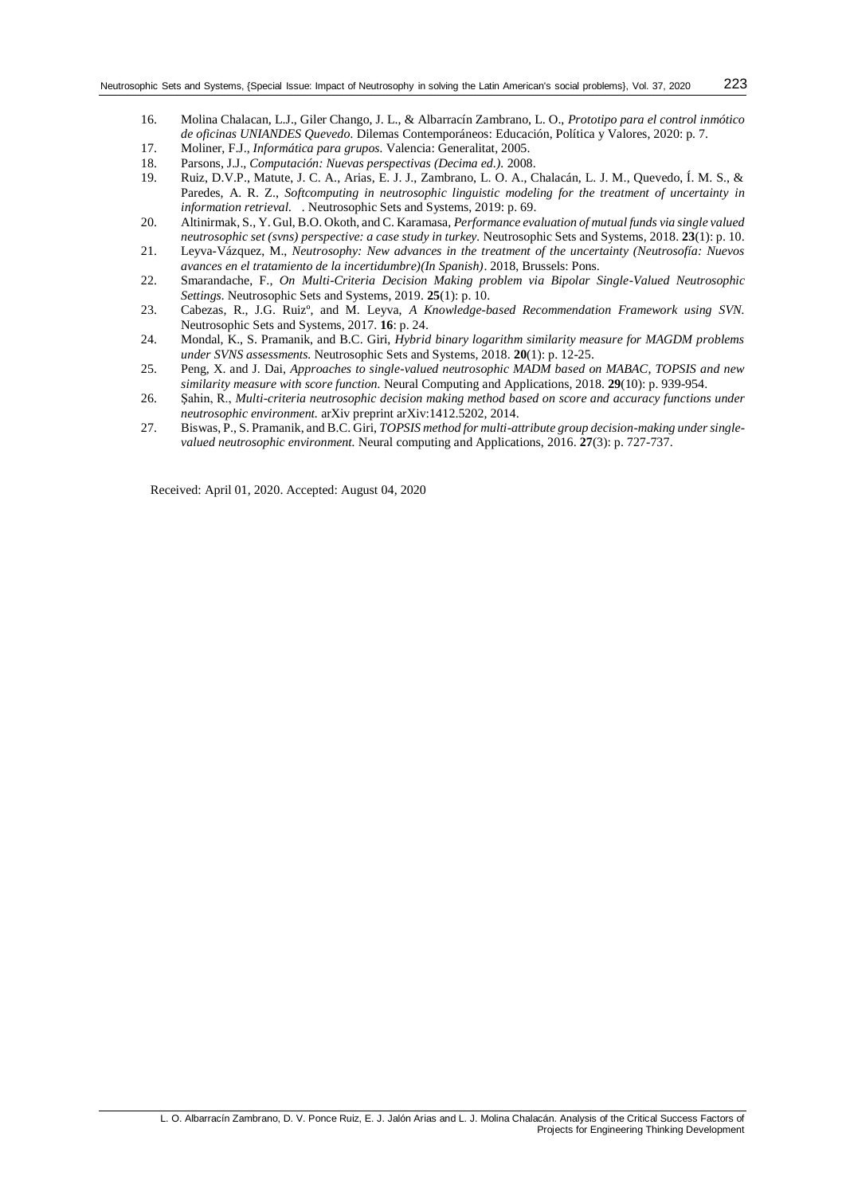16. Molina Chalacan, L.J., Giler Chango, J. L., & Albarracín Zambrano, L. O., *Prototipo para el control inmótico de oficinas UNIANDES Quevedo.* Dilemas Contemporáneos: Educación, Política y Valores, 2020: p. 7.
17. Moliner, F.J., *Informática para grupos.* Valencia: Generalitat, 2005.
18. Parsons, J.J., *Computación: Nuevas perspectivas (Decima ed.).* 2008.
19. Ruiz, D.V.P., Matute, J. C. A., Arias, E. J. J., Zambrano, L. O. A., Chalacán, L. J. M., Quevedo, Í. M. S., & Paredes, A. R. Z., *Softcomputing in neutrosophic linguistic modeling for the treatment of uncertainty in information retrieval.* . Neutrosophic Sets and Systems, 2019: p. 69.
20. Altinirmak, S., Y. Gul, B.O. Okoth, and C. Karamasa, *Performance evaluation of mutual funds via single valued neutrosophic set (svns) perspective: a case study in turkey.* Neutrosophic Sets and Systems, 2018. **23**(1): p. 10.
21. Leyva-Vázquez, M., *Neutrosophy: New advances in the treatment of the uncertainty (Neutrosofía: Nuevos avances en el tratamiento de la incertidumbre)(In Spanish)*. 2018, Brussels: Pons.
22. Smarandache, F., *On Multi-Criteria Decision Making problem via Bipolar Single-Valued Neutrosophic Settings.* Neutrosophic Sets and Systems, 2019. **25**(1): p. 10.
23. Cabezas, R., J.G. Ruizº, and M. Leyva, *A Knowledge-based Recommendation Framework using SVN.* Neutrosophic Sets and Systems, 2017. **16**: p. 24.
24. Mondal, K., S. Pramanik, and B.C. Giri, *Hybrid binary logarithm similarity measure for MAGDM problems under SVNS assessments.* Neutrosophic Sets and Systems, 2018. **20**(1): p. 12-25.
25. Peng, X. and J. Dai, *Approaches to single-valued neutrosophic MADM based on MABAC, TOPSIS and new similarity measure with score function.* Neural Computing and Applications, 2018. **29**(10): p. 939-954.
26. Șahin, R., *Multi-criteria neutrosophic decision making method based on score and accuracy functions under neutrosophic environment.* arXiv preprint arXiv:1412.5202, 2014.
27. Biswas, P., S. Pramanik, and B.C. Giri, *TOPSIS method for multi-attribute group decision-making under single-valued neutrosophic environment.* Neural computing and Applications, 2016. **27**(3): p. 727-737.

Received: April 01, 2020. Accepted: August 04, 2020